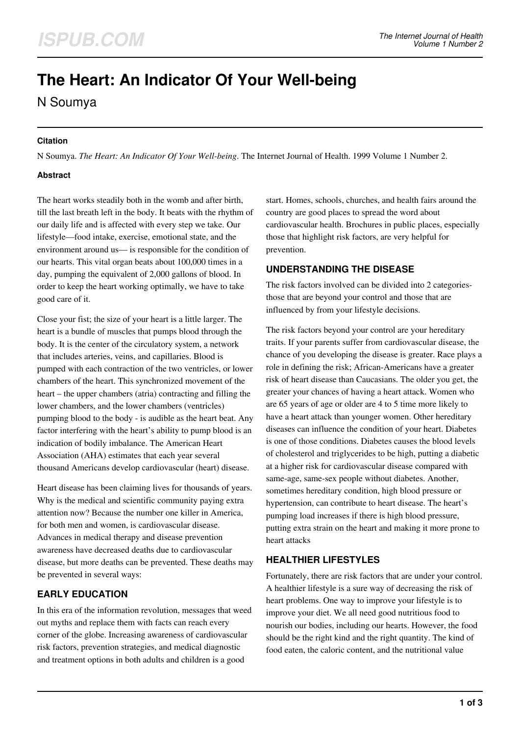# The Heart: An Indicator Of Your Well-being

N Soumya

### Citation

N Soumya. *The Heart: An Indicator Of Your Well-being*. The Internet Journal of Health. 1999 Volume 1 Number 2.

### Abstract

The heart works steadily both in the womb and after birth, till the last breath left in the body. It beats with the rhythm of our daily life and is affected with every step we take. Our lifestyle—food intake, exercise, emotional state, and the environment around us— is responsible for the condition of our hearts. This vital organ beats about 100,000 times in a day, pumping the equivalent of 2,000 gallons of blood. In order to keep the heart working optimally, we have to take good care of it.

Close your fist; the size of your heart is a little larger. The heart is a bundle of muscles that pumps blood through the body. It is the center of the circulatory system, a network that includes arteries, veins, and capillaries. Blood is pumped with each contraction of the two ventricles, or lower chambers of the heart. This synchronized movement of the heart – the upper chambers (atria) contracting and filling the lower chambers, and the lower chambers (ventricles) pumping blood to the body - is audible as the heart beat. Any factor interfering with the heart's ability to pump blood is an indication of bodily imbalance. The American Heart Association (AHA) estimates that each year several thousand Americans develop cardiovascular (heart) disease.

Heart disease has been claiming lives for thousands of years. Why is the medical and scientific community paying extra attention now? Because the number one killer in America, for both men and women, is cardiovascular disease. Advances in medical therapy and disease prevention awareness have decreased deaths due to cardiovascular disease, but more deaths can be prevented. These deaths may be prevented in several ways:

## EARLY EDUCATION

In this era of the information revolution, messages that weed out myths and replace them with facts can reach every corner of the globe. Increasing awareness of cardiovascular risk factors, prevention strategies, and medical diagnostic and treatment options in both adults and children is a good start. Homes, schools, churches, and health fairs around the country are good places to spread the word about cardiovascular health. Brochures in public places, especially those that highlight risk factors, are very helpful for prevention.

## UNDERSTANDING THE DISEASE

The risk factors involved can be divided into 2 categories- those that are beyond your control and those that are influenced by from your lifestyle decisions.

The risk factors beyond your control are your hereditary traits. If your parents suffer from cardiovascular disease, the chance of you developing the disease is greater. Race plays a role in defining the risk; African-Americans have a greater risk of heart disease than Caucasians. The older you get, the greater your chances of having a heart attack. Women who are 65 years of age or older are 4 to 5 time more likely to have a heart attack than younger women. Other hereditary diseases can influence the condition of your heart. Diabetes is one of those conditions. Diabetes causes the blood levels of cholesterol and triglycerides to be high, putting a diabetic at a higher risk for cardiovascular disease compared with same-age, same-sex people without diabetes. Another, sometimes hereditary condition, high blood pressure or hypertension, can contribute to heart disease. The heart's pumping load increases if there is high blood pressure, putting extra strain on the heart and making it more prone to heart attacks

## HEALTHIER LIFESTYLES

Fortunately, there are risk factors that are under your control. A healthier lifestyle is a sure way of decreasing the risk of heart problems. One way to improve your lifestyle is to improve your diet. We all need good nutritious food to nourish our bodies, including our hearts. However, the food should be the right kind and the right quantity. The kind of food eaten, the caloric content, and the nutritional value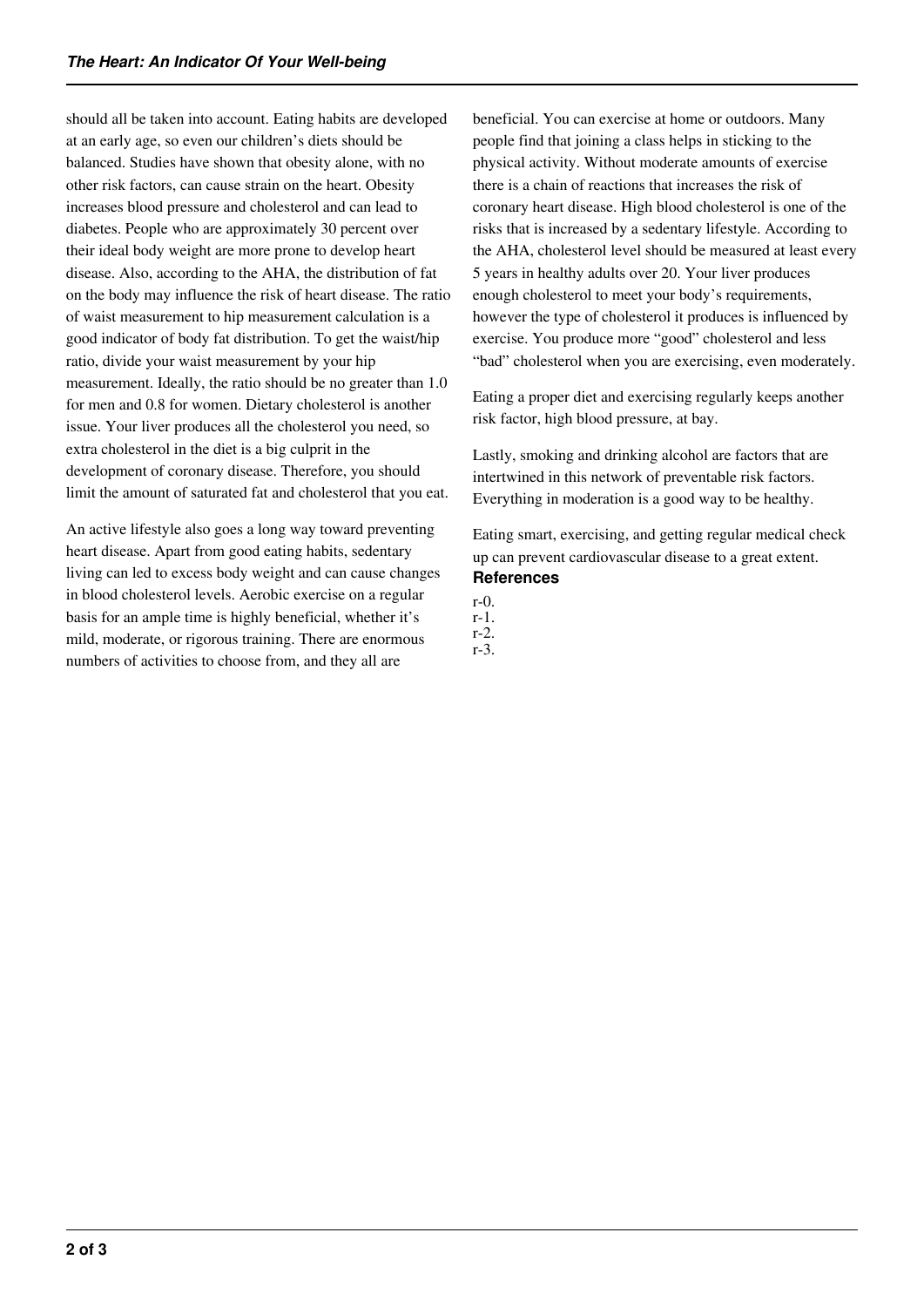should all be taken into account. Eating habits are developed at an early age, so even our children's diets should be balanced. Studies have shown that obesity alone, with no other risk factors, can cause strain on the heart. Obesity increases blood pressure and cholesterol and can lead to diabetes. People who are approximately 30 percent over their ideal body weight are more prone to develop heart disease. Also, according to the AHA, the distribution of fat on the body may influence the risk of heart disease. The ratio of waist measurement to hip measurement calculation is a good indicator of body fat distribution. To get the waist/hip ratio, divide your waist measurement by your hip measurement. Ideally, the ratio should be no greater than 1.0 for men and 0.8 for women. Dietary cholesterol is another issue. Your liver produces all the cholesterol you need, so extra cholesterol in the diet is a big culprit in the development of coronary disease. Therefore, you should limit the amount of saturated fat and cholesterol that you eat.

An active lifestyle also goes a long way toward preventing heart disease. Apart from good eating habits, sedentary living can led to excess body weight and can cause changes in blood cholesterol levels. Aerobic exercise on a regular basis for an ample time is highly beneficial, whether it's mild, moderate, or rigorous training. There are enormous numbers of activities to choose from, and they all are beneficial. You can exercise at home or outdoors. Many people find that joining a class helps in sticking to the physical activity. Without moderate amounts of exercise there is a chain of reactions that increases the risk of coronary heart disease. High blood cholesterol is one of the risks that is increased by a sedentary lifestyle. According to the AHA, cholesterol level should be measured at least every 5 years in healthy adults over 20. Your liver produces enough cholesterol to meet your body's requirements, however the type of cholesterol it produces is influenced by exercise. You produce more "good" cholesterol and less "bad" cholesterol when you are exercising, even moderately.

Eating a proper diet and exercising regularly keeps another risk factor, high blood pressure, at bay.

Lastly, smoking and drinking alcohol are factors that are intertwined in this network of preventable risk factors. Everything in moderation is a good way to be healthy.

Eating smart, exercising, and getting regular medical check up can prevent cardiovascular disease to a great extent.

## References

r-0.
r-1.
r-2.
r-3.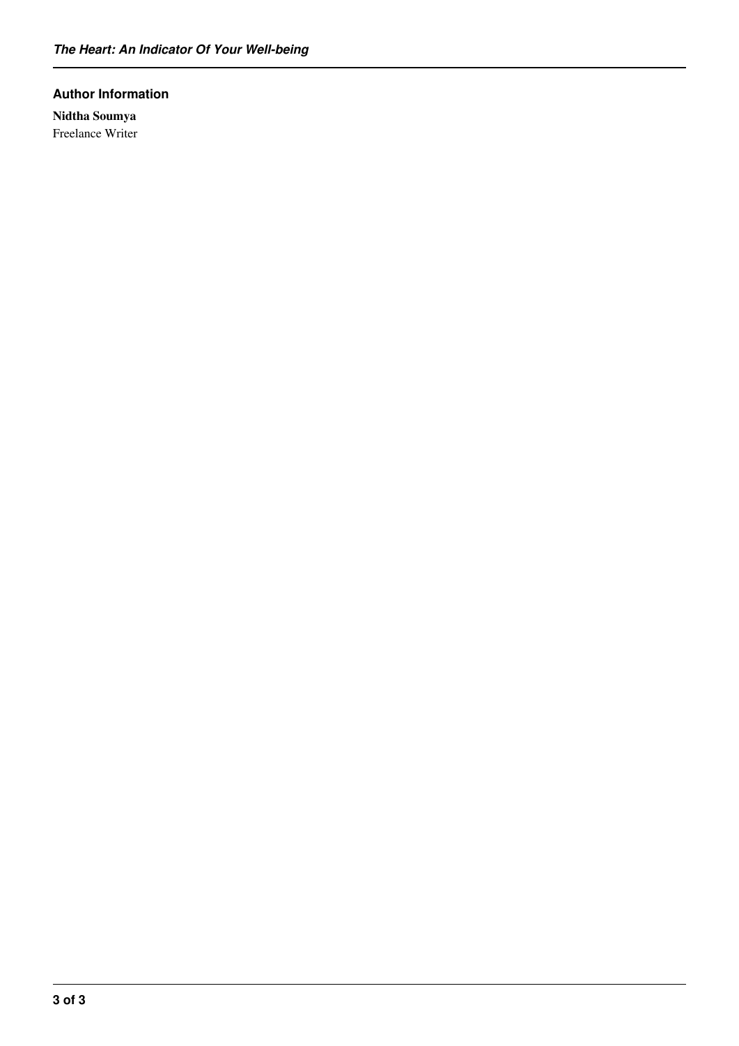### Author Information

**Nidtha Soumya**
Freelance Writer